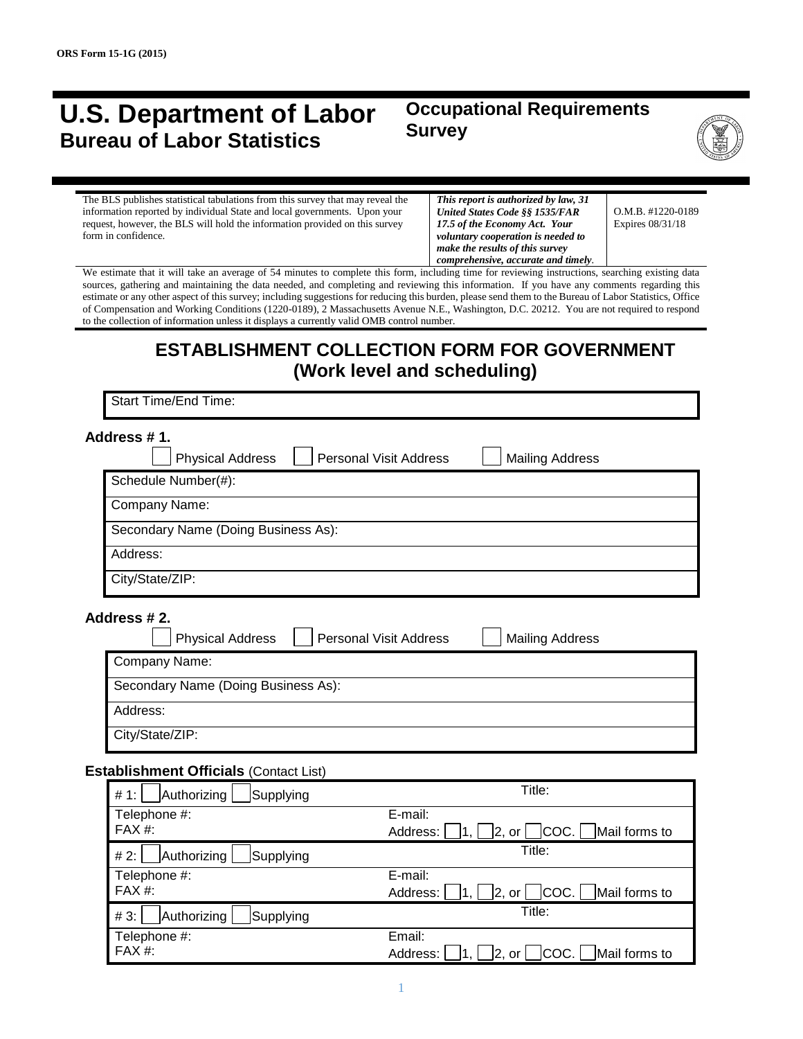ORS Form 15-1G (2015)

# U.S. Department of Labor
## Bureau of Labor Statistics

## Occupational Requirements Survey

| The BLS publishes statistical tabulations from this survey that may reveal the information reported by individual State and local governments. Upon your request, however, the BLS will hold the information provided on this survey form in confidence. | ***This report is authorized by law, 31 United States Code §§ 1535/FAR 17.5 of the Economy Act. Your voluntary cooperation is needed to make the results of this survey comprehensive, accurate and timely*.** | O.M.B. #1220-0189 Expires 08/31/18 |
|---|---|---|

We estimate that it will take an average of 54 minutes to complete this form, including time for reviewing instructions, searching existing data sources, gathering and maintaining the data needed, and completing and reviewing this information. If you have any comments regarding this estimate or any other aspect of this survey; including suggestions for reducing this burden, please send them to the Bureau of Labor Statistics, Office of Compensation and Working Conditions (1220-0189), 2 Massachusetts Avenue N.E., Washington, D.C. 20212. You are not required to respond to the collection of information unless it displays a currently valid OMB control number.

## ESTABLISHMENT COLLECTION FORM FOR GOVERNMENT (Work level and scheduling)

| Start Time/End Time: |
|---|

**Address # 1.**

☐ Physical Address ☐ Personal Visit Address ☐ Mailing Address

| Schedule Number(#): |
|---|
| Company Name: |
| Secondary Name (Doing Business As): |
| Address: |
| City/State/ZIP: |

**Address # 2.**

☐ Physical Address ☐ Personal Visit Address ☐ Mailing Address

| Company Name: |
|---|
| Secondary Name (Doing Business As): |
| Address: |
| City/State/ZIP: |

**Establishment Officials** (Contact List)

| # 1: ☐ Authorizing ☐ Supplying | Title: |
|---|---|
| Telephone #:<br>FAX #: | E-mail:<br>Address: ☐ 1, ☐ 2, or ☐ COC. ☐ Mail forms to |
| # 2: ☐ Authorizing ☐ Supplying | Title: |
| Telephone #:<br>FAX #: | E-mail:<br>Address: ☐ 1, ☐ 2, or ☐ COC. ☐ Mail forms to |
| # 3: ☐ Authorizing ☐ Supplying | Title: |
| Telephone #:<br>FAX #: | Email:<br>Address: ☐ 1, ☐ 2, or ☐ COC. ☐ Mail forms to |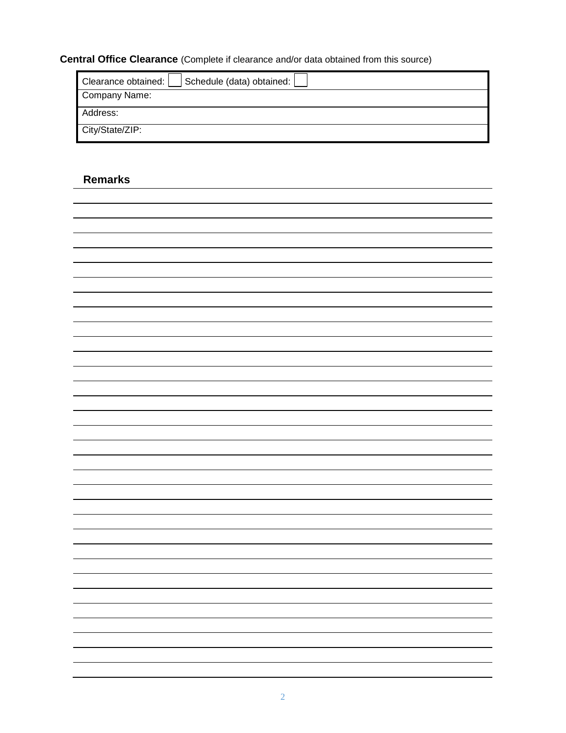**Central Office Clearance** (Complete if clearance and/or data obtained from this source)

| Clearance obtained: ☐ Schedule (data) obtained: ☐ |
|---|
| Company Name: |
| Address: |
| City/State/ZIP: |

## Remarks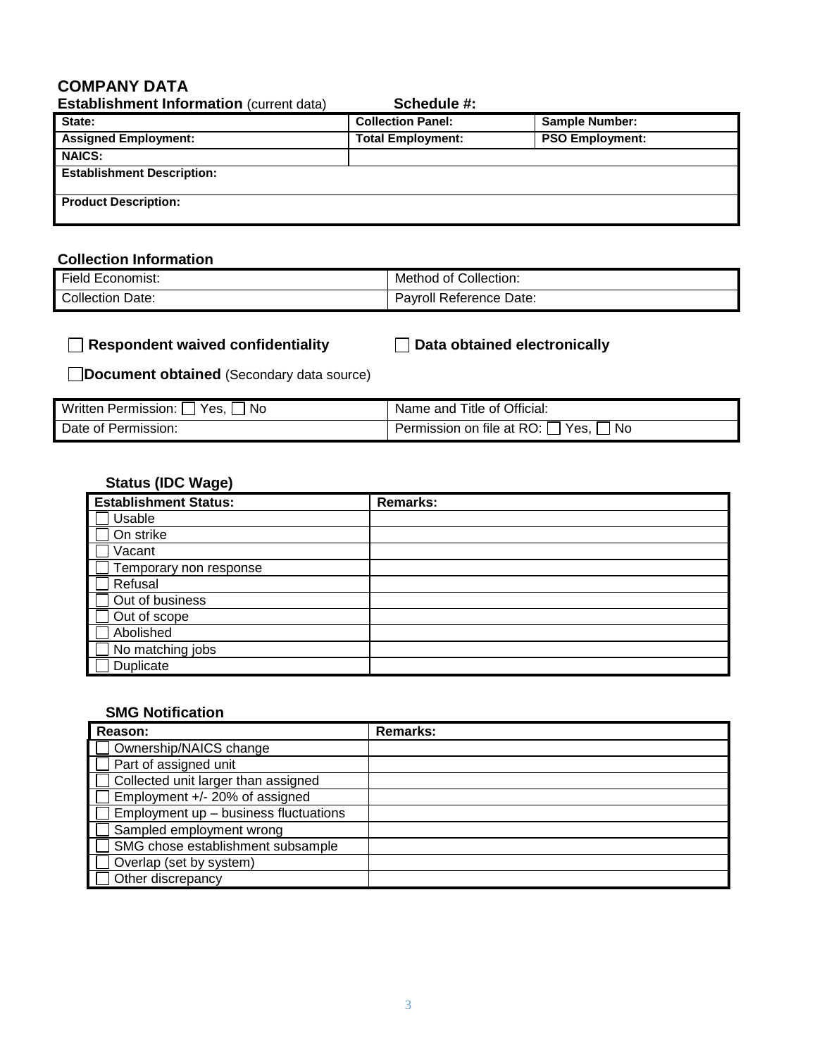## COMPANY DATA

**Establishment Information** (current data) **Schedule #:**

| **State:** | **Collection Panel:** | **Sample Number:** |
|---|---|---|
| **Assigned Employment:** | **Total Employment:** | **PSO Employment:** |
| **NAICS:** | | |
| **Establishment Description:** | | |
| **Product Description:** | | |

### Collection Information

| Field Economist: | Method of Collection: |
|---|---|
| Collection Date: | Payroll Reference Date: |

☐ **Respondent waived confidentiality** ☐ **Data obtained electronically**

☐ **Document obtained** (Secondary data source)

| Written Permission: ☐ Yes, ☐ No | Name and Title of Official: |
|---|---|
| Date of Permission: | Permission on file at RO: ☐ Yes, ☐ No |

### Status (IDC Wage)

| **Establishment Status:** | **Remarks:** |
|---|---|
| ☐ Usable | |
| ☐ On strike | |
| ☐ Vacant | |
| ☐ Temporary non response | |
| ☐ Refusal | |
| ☐ Out of business | |
| ☐ Out of scope | |
| ☐ Abolished | |
| ☐ No matching jobs | |
| ☐ Duplicate | |

### SMG Notification

| **Reason:** | **Remarks:** |
|---|---|
| ☐ Ownership/NAICS change | |
| ☐ Part of assigned unit | |
| ☐ Collected unit larger than assigned | |
| ☐ Employment +/- 20% of assigned | |
| ☐ Employment up – business fluctuations | |
| ☐ Sampled employment wrong | |
| ☐ SMG chose establishment subsample | |
| ☐ Overlap (set by system) | |
| ☐ Other discrepancy | |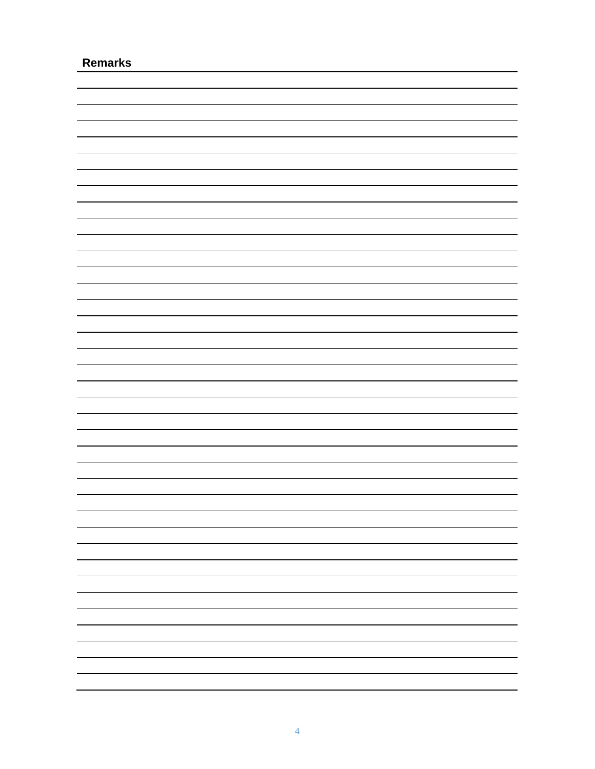**Remarks**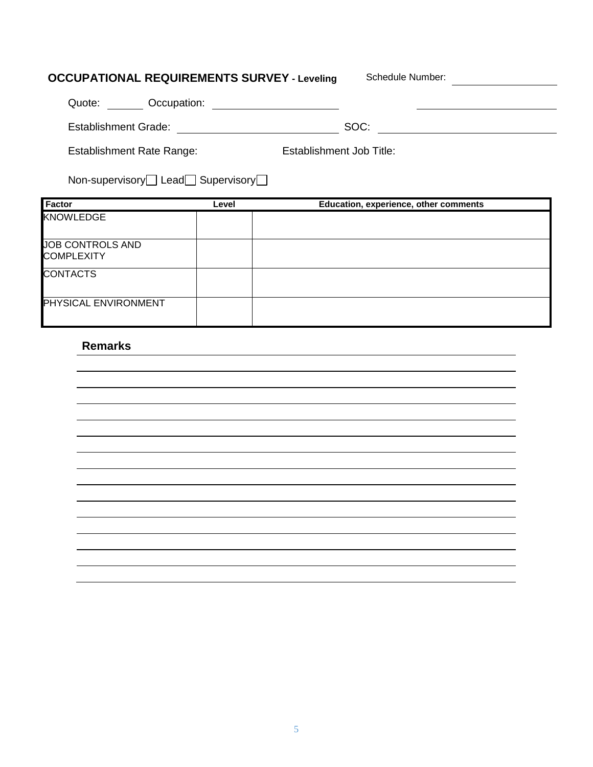**OCCUPATIONAL REQUIREMENTS SURVEY - Leveling** Schedule Number: ______________

Quote: ______ Occupation: ______________________ ______________________

Establishment Grade: ______________________ SOC: ______________________

Establishment Rate Range: Establishment Job Title:

Non-supervisory ☐ Lead ☐ Supervisory ☐

| Factor | Level | Education, experience, other comments |
|---|---|---|
| KNOWLEDGE | | |
| JOB CONTROLS AND COMPLEXITY | | |
| CONTACTS | | |
| PHYSICAL ENVIRONMENT | | |

**Remarks**

______________________________________________________________________

______________________________________________________________________

______________________________________________________________________

______________________________________________________________________

______________________________________________________________________

______________________________________________________________________

______________________________________________________________________

______________________________________________________________________

______________________________________________________________________

______________________________________________________________________

______________________________________________________________________

______________________________________________________________________

______________________________________________________________________

______________________________________________________________________

______________________________________________________________________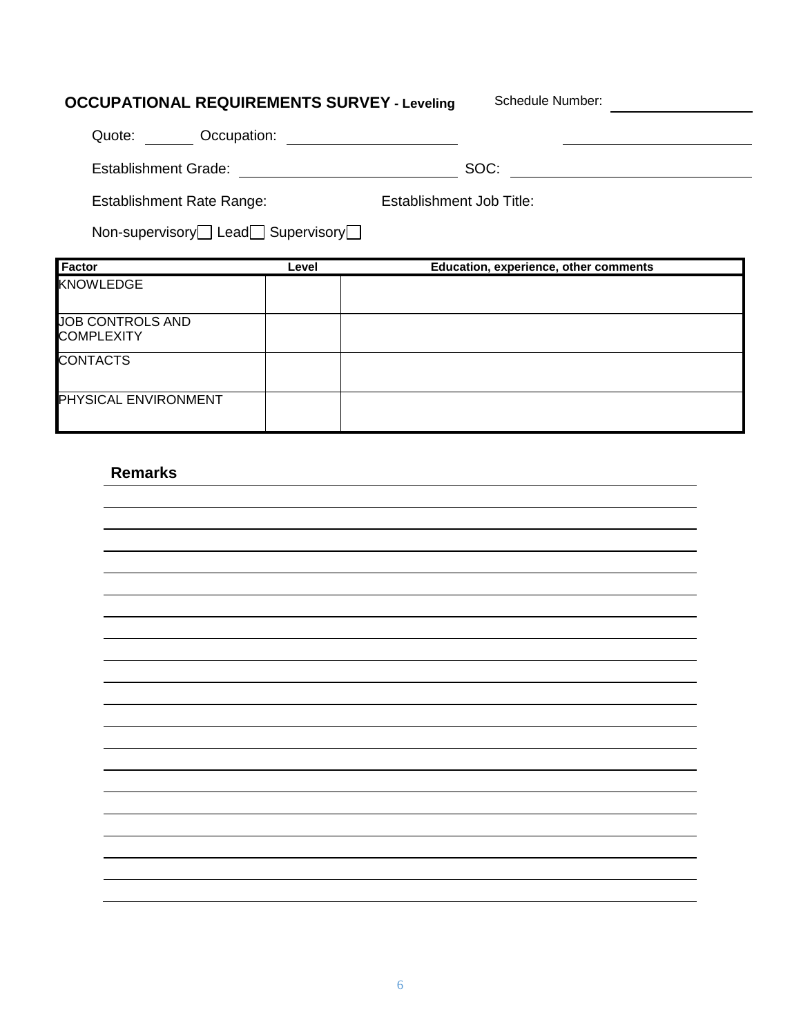**OCCUPATIONAL REQUIREMENTS SURVEY - Leveling** Schedule Number: ______________

Quote: ______ Occupation: ____________________ ____________________

Establishment Grade: ________________________ SOC: ________________________

Establishment Rate Range: Establishment Job Title:

Non-supervisory ☐ Lead ☐ Supervisory ☐

| Factor | Level | Education, experience, other comments |
|---|---|---|
| KNOWLEDGE | | |
| JOB CONTROLS AND COMPLEXITY | | |
| CONTACTS | | |
| PHYSICAL ENVIRONMENT | | |

**Remarks**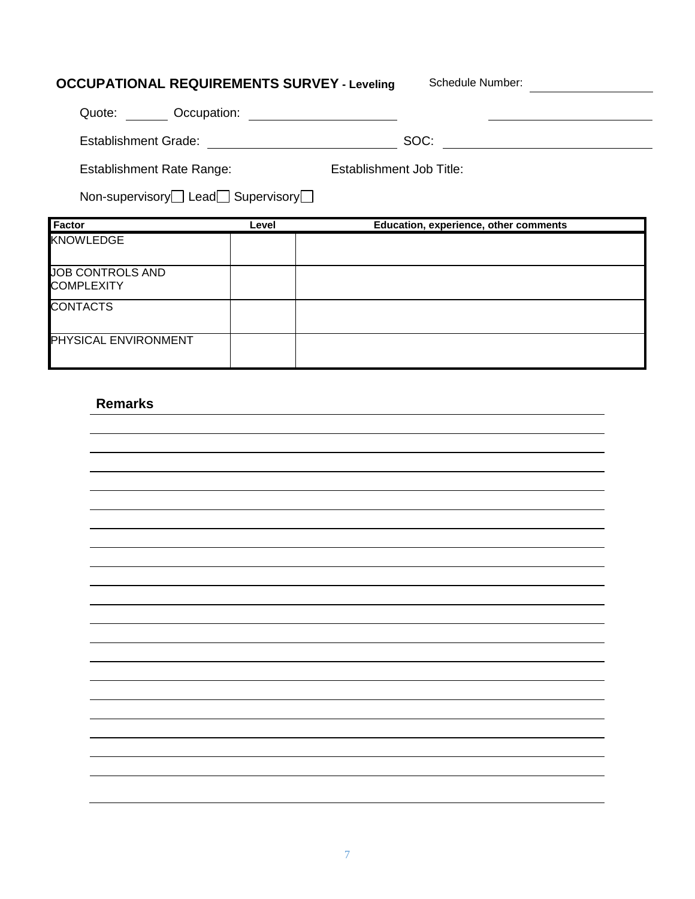**OCCUPATIONAL REQUIREMENTS SURVEY - Leveling** Schedule Number: ____________

Quote: ______ Occupation: ____________________ ____________________

Establishment Grade: ____________________ SOC: ____________________

Establishment Rate Range: Establishment Job Title:

Non-supervisory ☐ Lead ☐ Supervisory ☐

| Factor | Level | Education, experience, other comments |
|---|---|---|
| KNOWLEDGE | | |
| JOB CONTROLS AND COMPLEXITY | | |
| CONTACTS | | |
| PHYSICAL ENVIRONMENT | | |

**Remarks**

_____________________________________________

_____________________________________________

_____________________________________________

_____________________________________________

_____________________________________________

_____________________________________________

_____________________________________________

_____________________________________________

_____________________________________________

_____________________________________________

_____________________________________________

_____________________________________________

_____________________________________________

_____________________________________________

_____________________________________________

_____________________________________________

_____________________________________________

_____________________________________________

_____________________________________________

_____________________________________________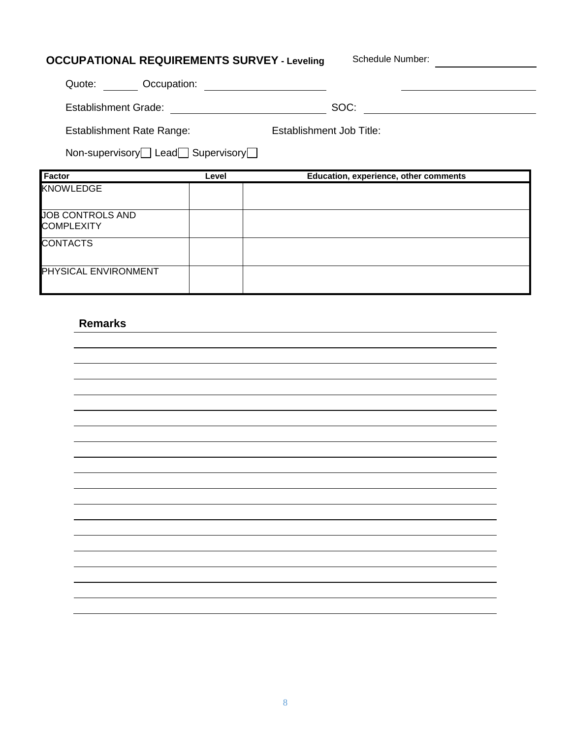**OCCUPATIONAL REQUIREMENTS SURVEY - Leveling**

Schedule Number: ______________

Quote: ______ Occupation: ____________________ ____________________

Establishment Grade: ____________________ SOC: ____________________

Establishment Rate Range: Establishment Job Title:

Non-supervisory ☐ Lead ☐ Supervisory ☐

| Factor | Level | Education, experience, other comments |
|---|---|---|
| KNOWLEDGE | | |
| JOB CONTROLS AND COMPLEXITY | | |
| CONTACTS | | |
| PHYSICAL ENVIRONMENT | | |

**Remarks**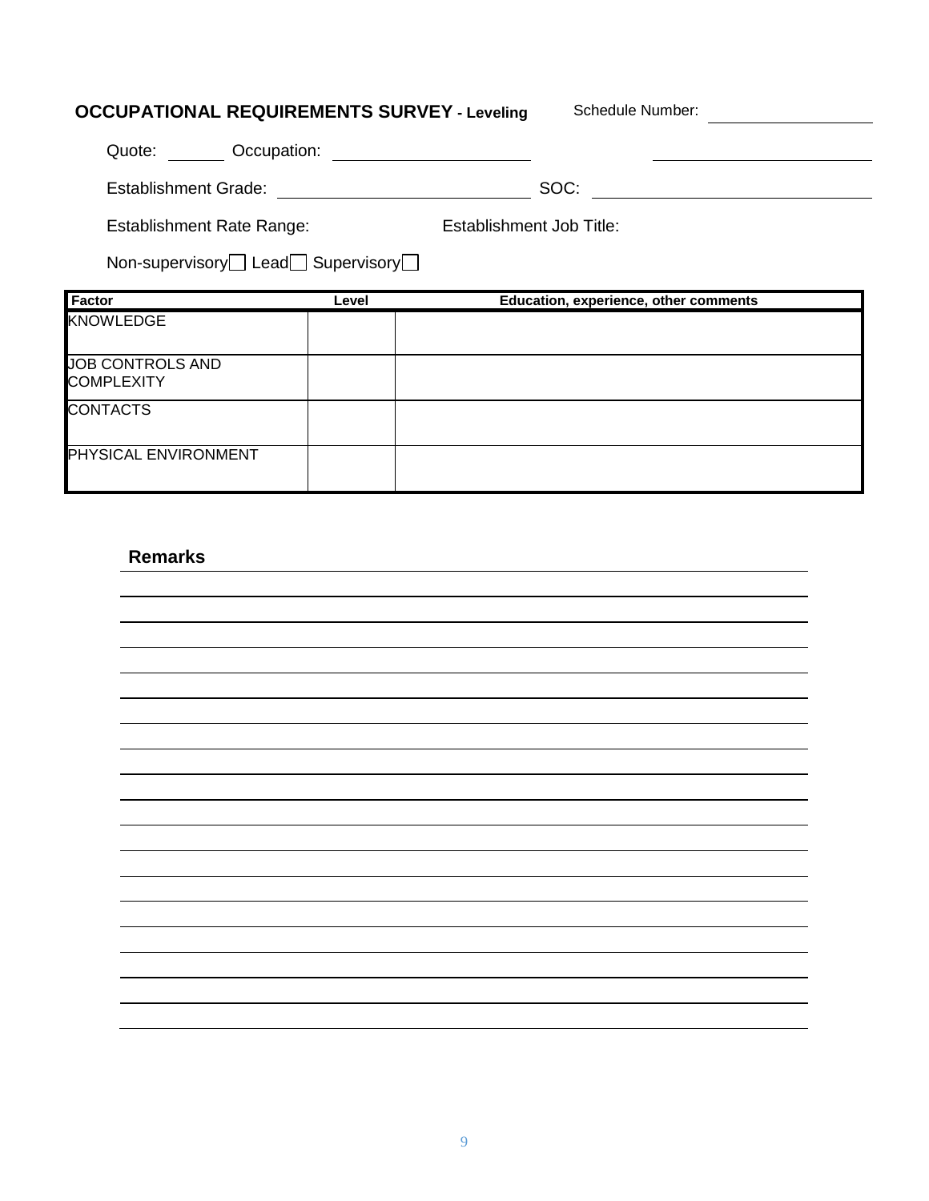## OCCUPATIONAL REQUIREMENTS SURVEY - Leveling

Schedule Number: ______________

Quote: ______ Occupation: ____________________ ____________________

Establishment Grade: ______________________ SOC: ______________________

Establishment Rate Range: Establishment Job Title:

Non-supervisory ☐ Lead ☐ Supervisory ☐

| Factor | Level | Education, experience, other comments |
|---|---|---|
| KNOWLEDGE | | |
| JOB CONTROLS AND COMPLEXITY | | |
| CONTACTS | | |
| PHYSICAL ENVIRONMENT | | |

**Remarks**

______________________________________________________________________

______________________________________________________________________

______________________________________________________________________

______________________________________________________________________

______________________________________________________________________

______________________________________________________________________

______________________________________________________________________

______________________________________________________________________

______________________________________________________________________

______________________________________________________________________

______________________________________________________________________

______________________________________________________________________

______________________________________________________________________

______________________________________________________________________

______________________________________________________________________

______________________________________________________________________

______________________________________________________________________

______________________________________________________________________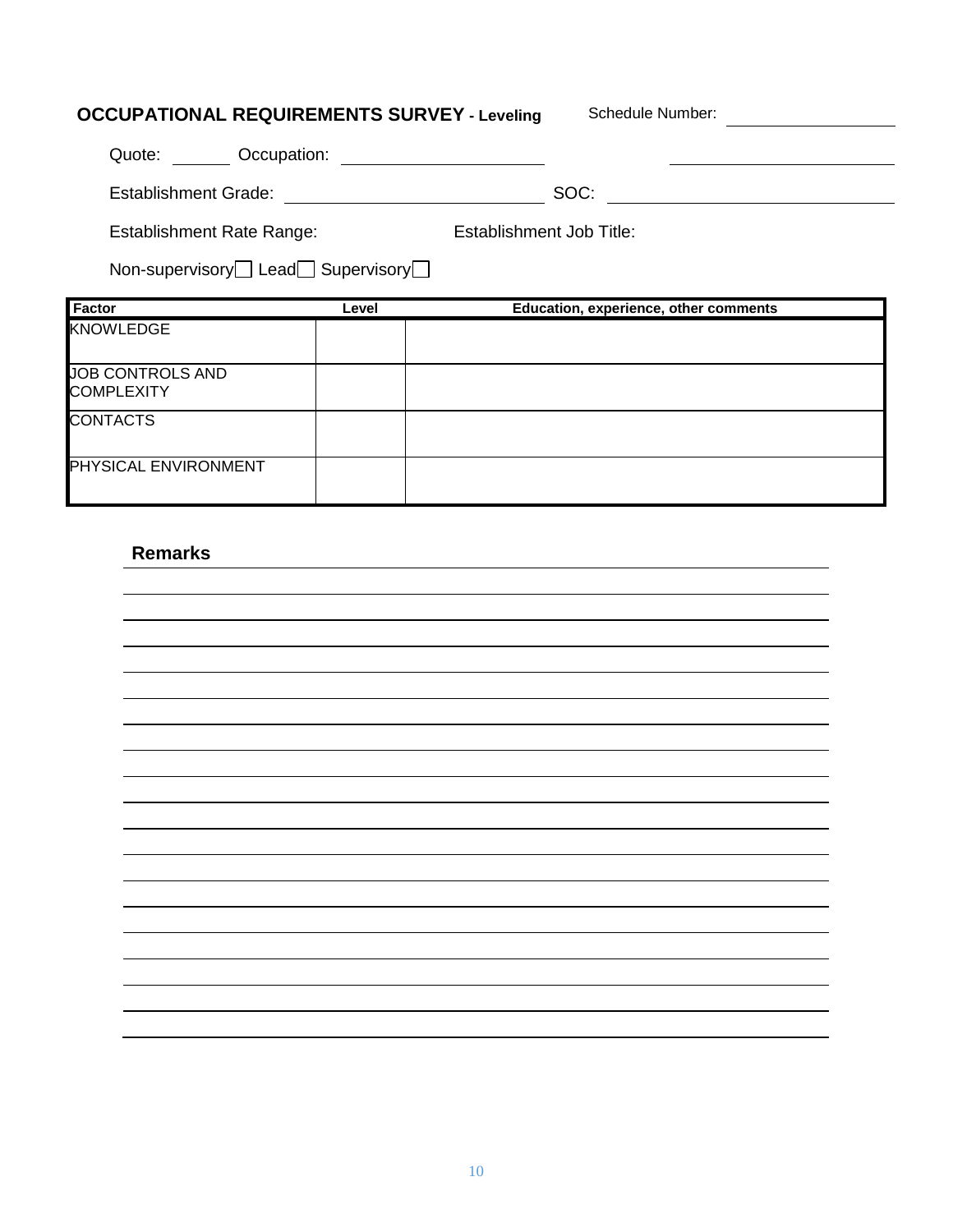**OCCUPATIONAL REQUIREMENTS SURVEY - Leveling**

Schedule Number: ____________

Quote: ______ Occupation: ____________________ ____________________

Establishment Grade: ____________________ SOC: ____________________

Establishment Rate Range: Establishment Job Title:

Non-supervisory ☐ Lead ☐ Supervisory ☐

| Factor | Level | Education, experience, other comments |
|---|---|---|
| KNOWLEDGE | | |
| JOB CONTROLS AND COMPLEXITY | | |
| CONTACTS | | |
| PHYSICAL ENVIRONMENT | | |

**Remarks**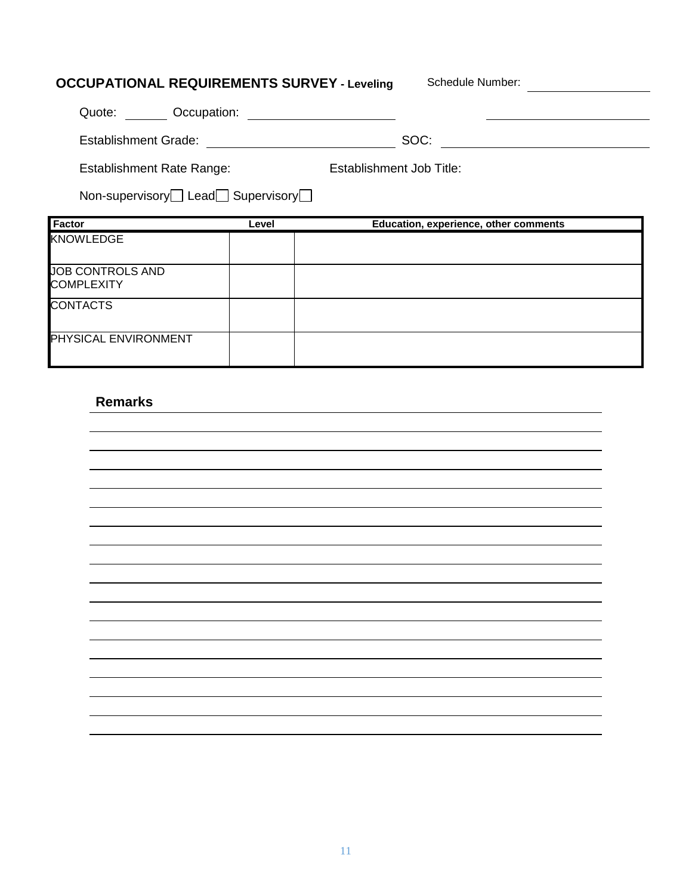**OCCUPATIONAL REQUIREMENTS SURVEY - Leveling** Schedule Number: ____________

Quote: ______ Occupation: ____________________ ____________________

Establishment Grade: ________________________ SOC: ____________________

Establishment Rate Range: Establishment Job Title:

Non-supervisory ☐ Lead ☐ Supervisory ☐

| Factor | Level | Education, experience, other comments |
| --- | --- | --- |
| KNOWLEDGE | | |
| JOB CONTROLS AND COMPLEXITY | | |
| CONTACTS | | |
| PHYSICAL ENVIRONMENT | | |

**Remarks**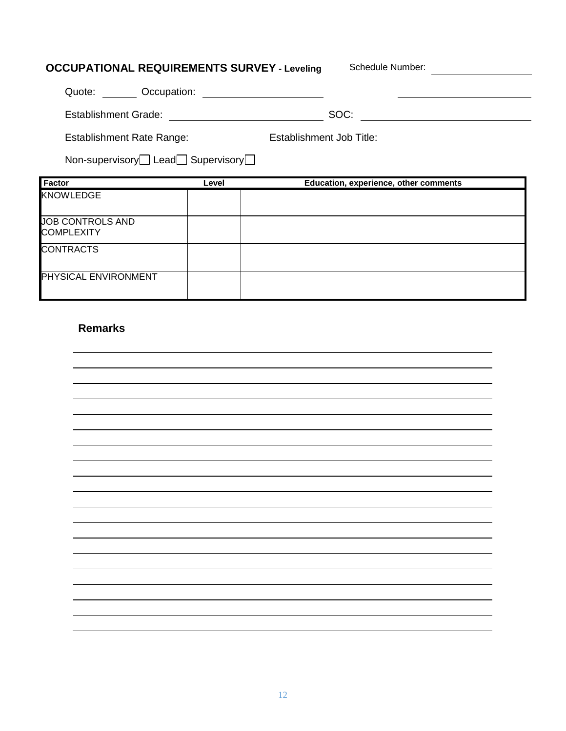**OCCUPATIONAL REQUIREMENTS SURVEY - Leveling** Schedule Number: \_\_\_\_\_\_\_\_\_\_

Quote: \_\_\_\_\_\_ Occupation: \_\_\_\_\_\_\_\_\_\_\_\_\_\_\_\_\_\_\_\_ \_\_\_\_\_\_\_\_\_\_\_\_\_\_\_\_\_\_\_\_

Establishment Grade: \_\_\_\_\_\_\_\_\_\_\_\_\_\_\_\_\_\_\_\_ SOC: \_\_\_\_\_\_\_\_\_\_\_\_\_\_\_\_\_\_\_\_

Establishment Rate Range: Establishment Job Title:

Non-supervisory ☐ Lead ☐ Supervisory ☐

| Factor | Level | Education, experience, other comments |
|---|---|---|
| KNOWLEDGE | | |
| JOB CONTROLS AND COMPLEXITY | | |
| CONTRACTS | | |
| PHYSICAL ENVIRONMENT | | |

**Remarks**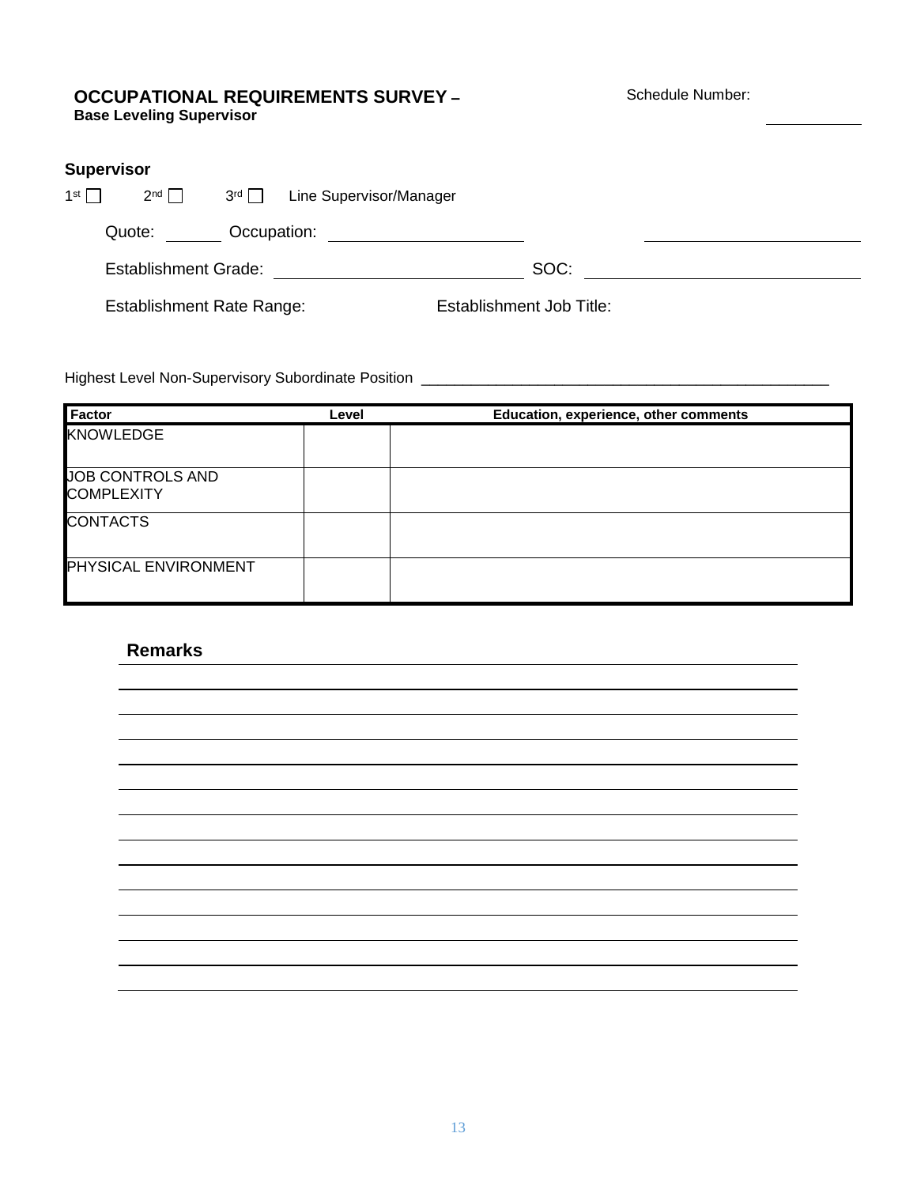**OCCUPATIONAL REQUIREMENTS SURVEY –**
**Base Leveling Supervisor**

Schedule Number: ___________

**Supervisor**

1st ☐ 2nd ☐ 3rd ☐ Line Supervisor/Manager

Quote: _______ Occupation: ______________________ ______________________

Establishment Grade: ___________________________ SOC: ______________________________

Establishment Rate Range: Establishment Job Title:

Highest Level Non-Supervisory Subordinate Position ___________________________________________________

| Factor | Level | Education, experience, other comments |
|---|---|---|
| KNOWLEDGE | | |
| JOB CONTROLS AND COMPLEXITY | | |
| CONTACTS | | |
| PHYSICAL ENVIRONMENT | | |

**Remarks**

_____________________________________________________________________________

_____________________________________________________________________________

_____________________________________________________________________________

_____________________________________________________________________________

_____________________________________________________________________________

_____________________________________________________________________________

_____________________________________________________________________________

_____________________________________________________________________________

_____________________________________________________________________________

_____________________________________________________________________________

_____________________________________________________________________________

_____________________________________________________________________________

_____________________________________________________________________________

_____________________________________________________________________________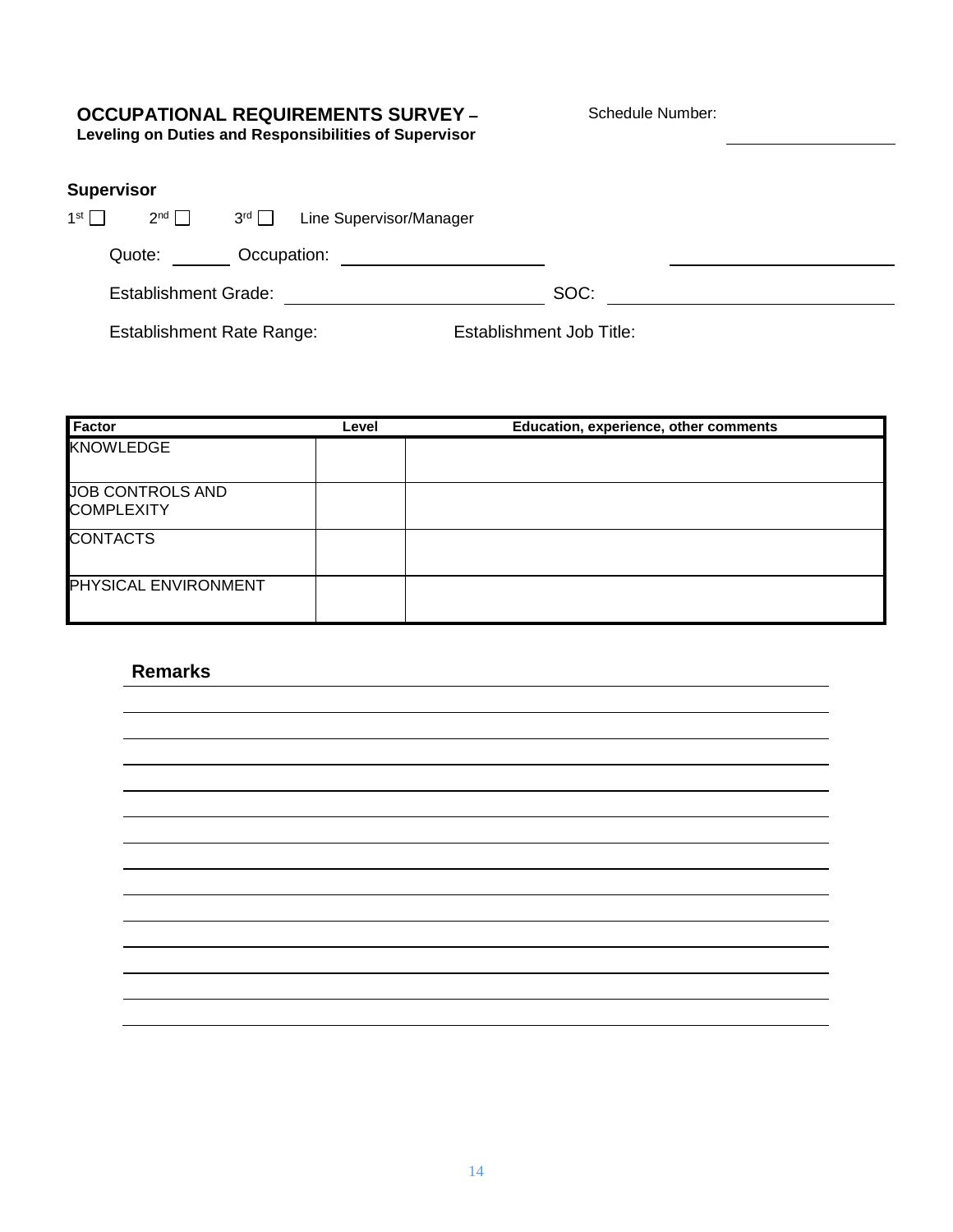**OCCUPATIONAL REQUIREMENTS SURVEY –**
**Leveling on Duties and Responsibilities of Supervisor**

Schedule Number: ____________

**Supervisor**

1st ☐ 2nd ☐ 3rd ☐ Line Supervisor/Manager

Quote: ______ Occupation: ____________________ ____________________

Establishment Grade: ____________________ SOC: ____________________

Establishment Rate Range: Establishment Job Title:

| Factor | Level | Education, experience, other comments |
|---|---|---|
| KNOWLEDGE | | |
| JOB CONTROLS AND COMPLEXITY | | |
| CONTACTS | | |
| PHYSICAL ENVIRONMENT | | |

**Remarks**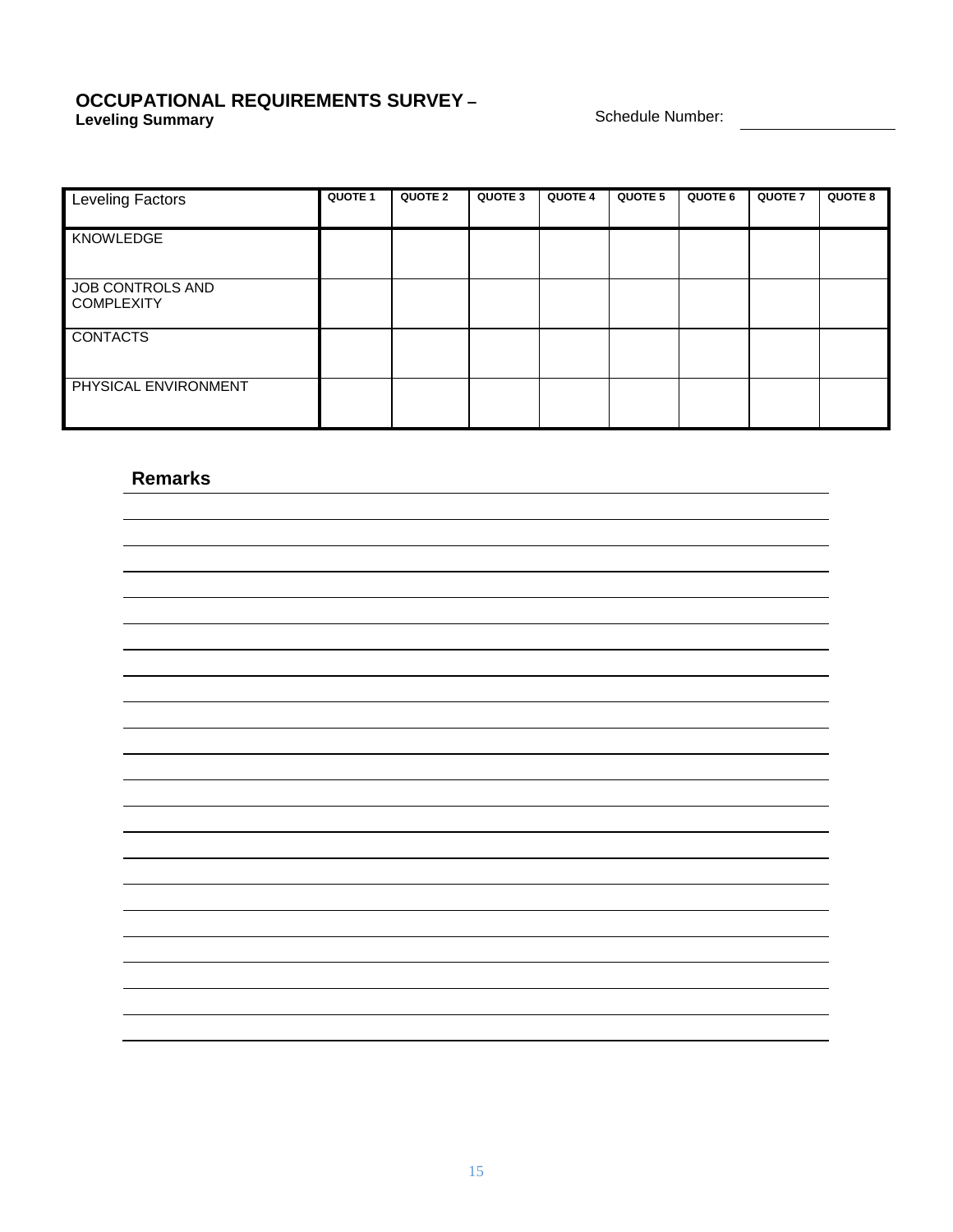# OCCUPATIONAL REQUIREMENTS SURVEY –

**Leveling Summary**

Schedule Number: ____________

| Leveling Factors | QUOTE 1 | QUOTE 2 | QUOTE 3 | QUOTE 4 | QUOTE 5 | QUOTE 6 | QUOTE 7 | QUOTE 8 |
|---|---|---|---|---|---|---|---|---|
| KNOWLEDGE | | | | | | | | |
| JOB CONTROLS AND COMPLEXITY | | | | | | | | |
| CONTACTS | | | | | | | | |
| PHYSICAL ENVIRONMENT | | | | | | | | |

## Remarks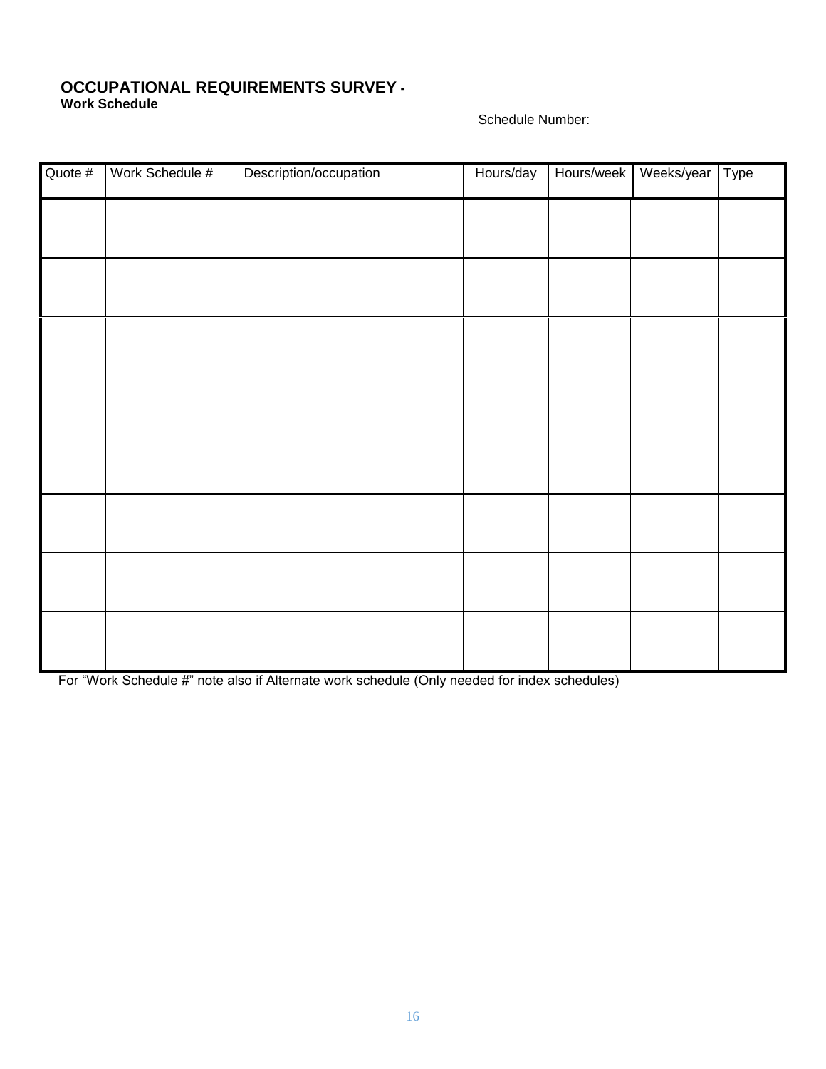# OCCUPATIONAL REQUIREMENTS SURVEY -

**Work Schedule**

Schedule Number: ____________________

| Quote # | Work Schedule # | Description/occupation | Hours/day | Hours/week | Weeks/year | Type |
|---|---|---|---|---|---|---|
| | | | | | | |
| | | | | | | |
| | | | | | | |
| | | | | | | |
| | | | | | | |
| | | | | | | |
| | | | | | | |
| | | | | | | |

For "Work Schedule #" note also if Alternate work schedule (Only needed for index schedules)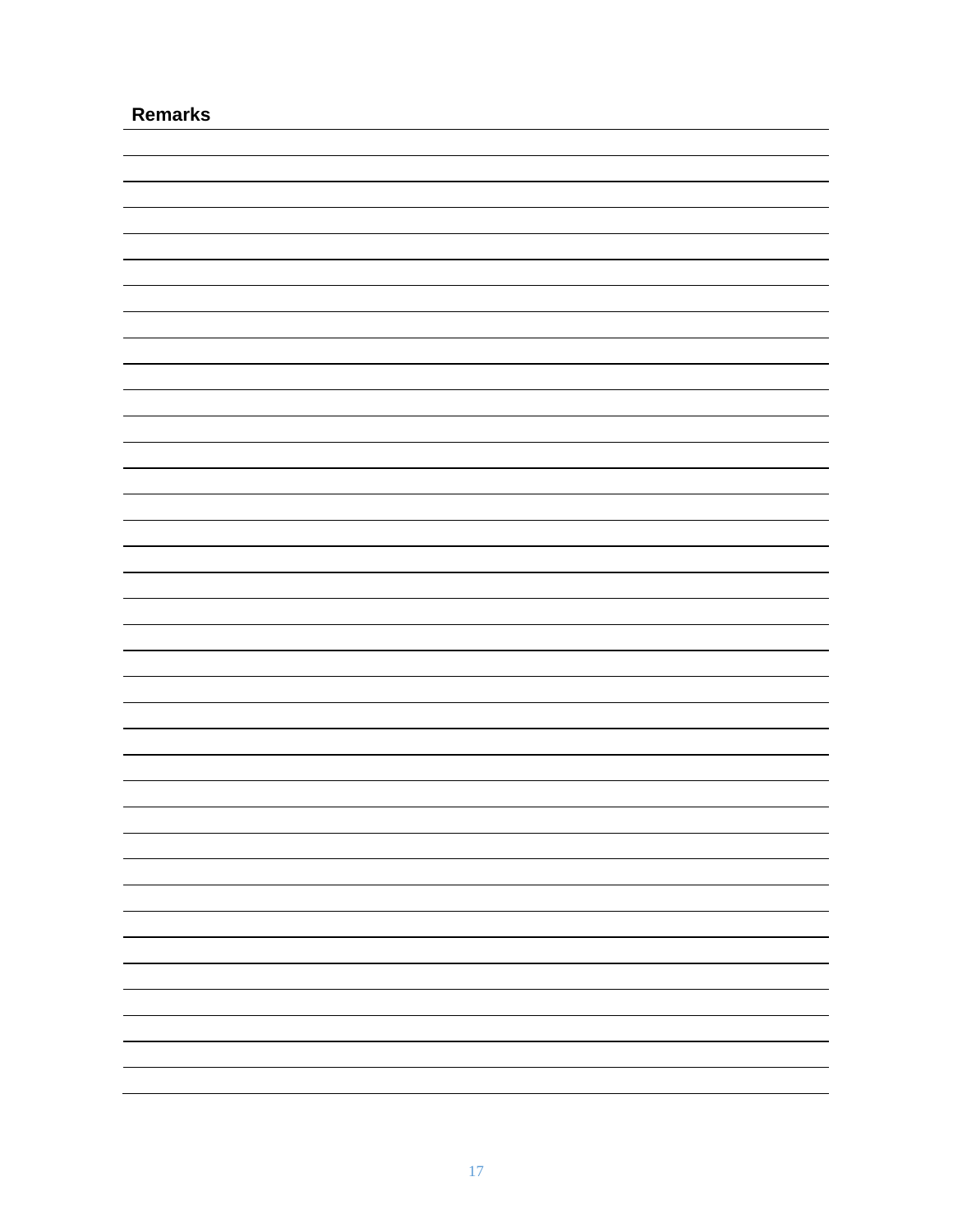**Remarks**